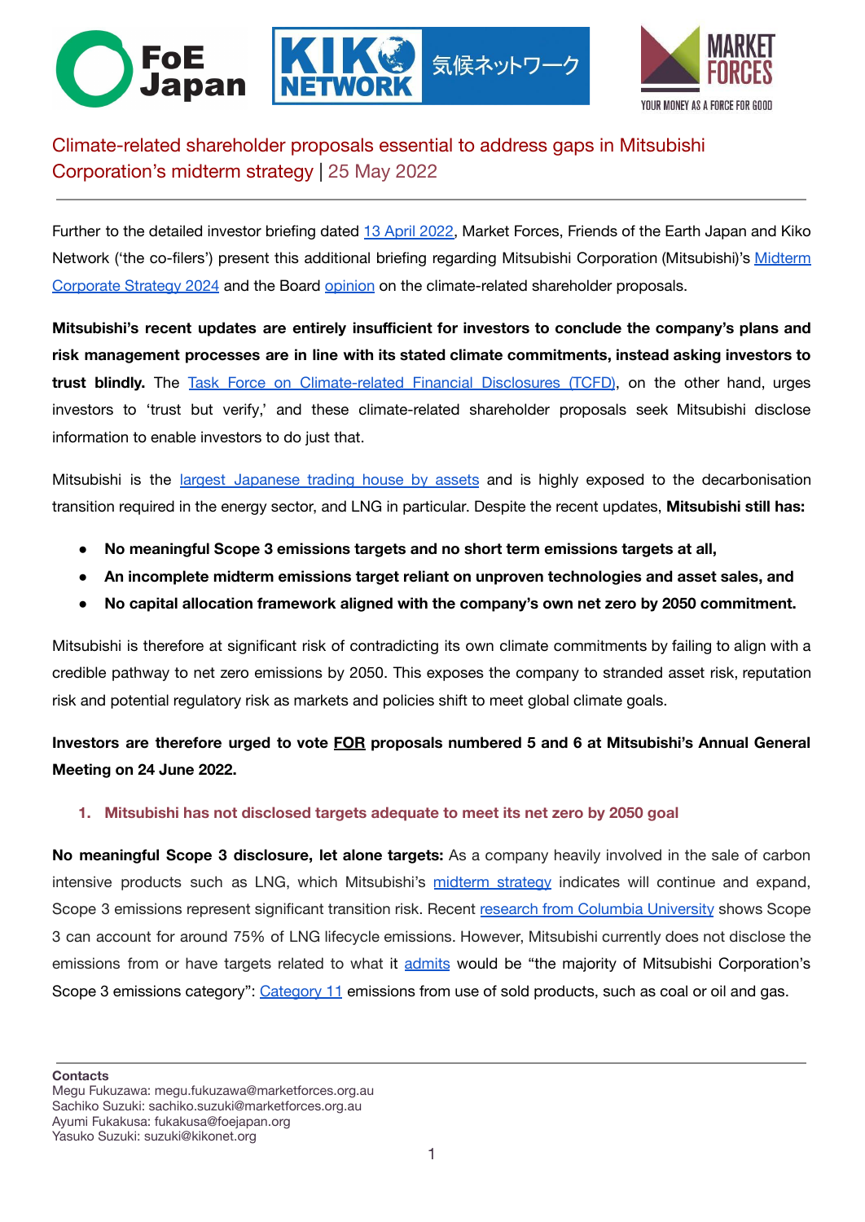## Climate-related shareholder proposals essential to address gaps in Mitsubishi Corporation's midterm strategy | 25 May 2022

Further to the detailed investor briefing dated 13 April 2022, Market Forces, Friends of the Earth Japan and Kiko Network ('the co-filers') present this additional briefing regarding Mitsubishi Corporation (Mitsubishi)'s Midterm Corporate Strategy 2024 and the Board opinion on the climate-related shareholder proposals.

**Mitsubishi's recent updates are entirely insufficient for investors to conclude the company's plans and risk management processes are in line with its stated climate commitments, instead asking investors to trust blindly.** The Task Force on Climate-related Financial Disclosures (TCFD), on the other hand, urges investors to 'trust but verify,' and these climate-related shareholder proposals seek Mitsubishi disclose information to enable investors to do just that.

Mitsubishi is the largest Japanese trading house by assets and is highly exposed to the decarbonisation transition required in the energy sector, and LNG in particular. Despite the recent updates, **Mitsubishi still has:**

- **No meaningful Scope 3 emissions targets and no short term emissions targets at all,**
- **An incomplete midterm emissions target reliant on unproven technologies and asset sales, and**
- **No capital allocation framework aligned with the company's own net zero by 2050 commitment.**

Mitsubishi is therefore at significant risk of contradicting its own climate commitments by failing to align with a credible pathway to net zero emissions by 2050. This exposes the company to stranded asset risk, reputation risk and potential regulatory risk as markets and policies shift to meet global climate goals.

**Investors are therefore urged to vote FOR proposals numbered 5 and 6 at Mitsubishi's Annual General Meeting on 24 June 2022.**

### 1. Mitsubishi has not disclosed targets adequate to meet its net zero by 2050 goal

**No meaningful Scope 3 disclosure, let alone targets:** As a company heavily involved in the sale of carbon intensive products such as LNG, which Mitsubishi's midterm strategy indicates will continue and expand, Scope 3 emissions represent significant transition risk. Recent research from Columbia University shows Scope 3 can account for around 75% of LNG lifecycle emissions. However, Mitsubishi currently does not disclose the emissions from or have targets related to what it admits would be "the majority of Mitsubishi Corporation's Scope 3 emissions category": Category 11 emissions from use of sold products, such as coal or oil and gas.

**Contacts**
Megu Fukuzawa: megu.fukuzawa@marketforces.org.au
Sachiko Suzuki: sachiko.suzuki@marketforces.org.au
Ayumi Fukakusa: fukakusa@foejapan.org
Yasuko Suzuki: suzuki@kikonet.org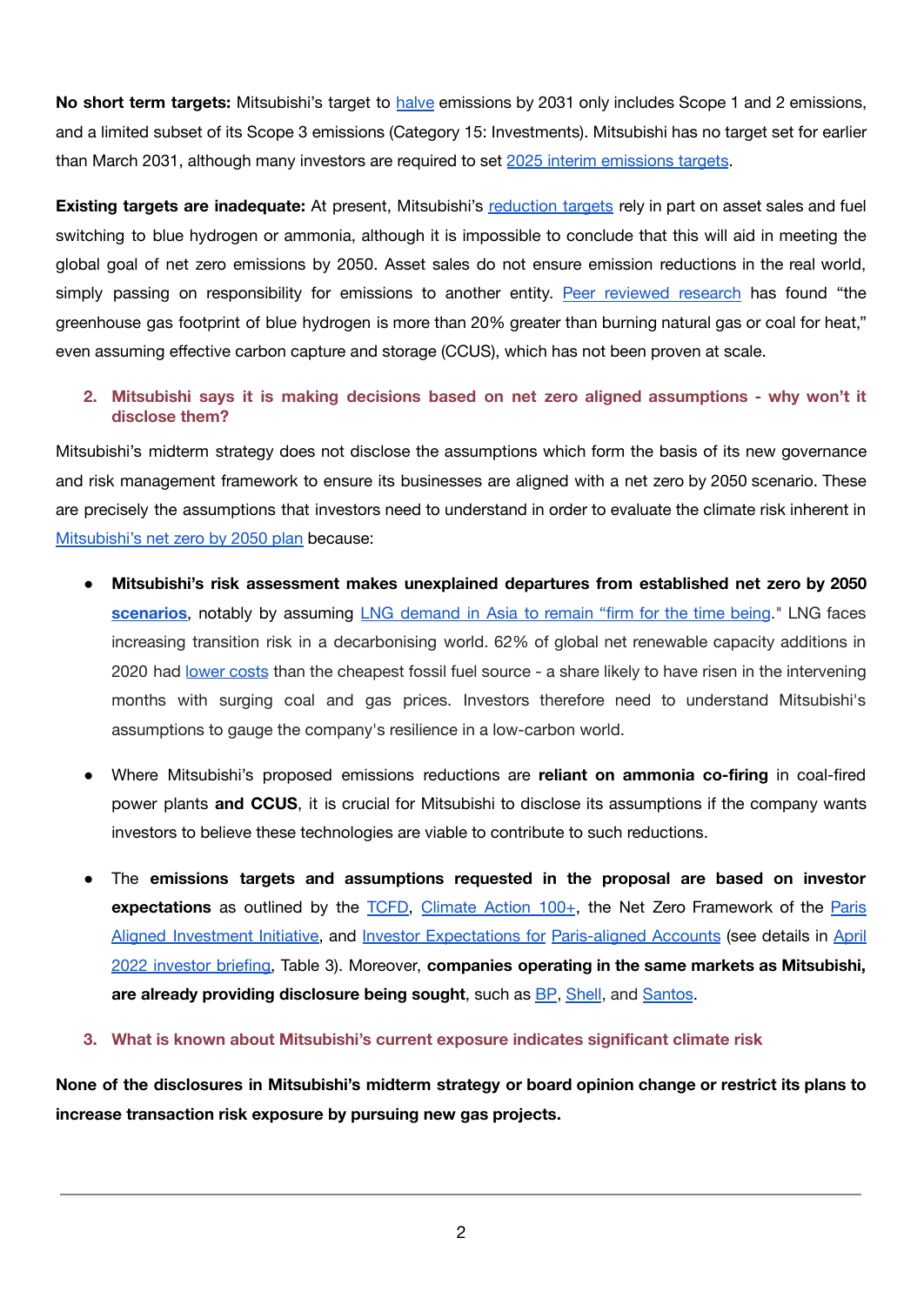**No short term targets:** Mitsubishi's target to halve emissions by 2031 only includes Scope 1 and 2 emissions, and a limited subset of its Scope 3 emissions (Category 15: Investments). Mitsubishi has no target set for earlier than March 2031, although many investors are required to set 2025 interim emissions targets.

**Existing targets are inadequate:** At present, Mitsubishi's reduction targets rely in part on asset sales and fuel switching to blue hydrogen or ammonia, although it is impossible to conclude that this will aid in meeting the global goal of net zero emissions by 2050. Asset sales do not ensure emission reductions in the real world, simply passing on responsibility for emissions to another entity. Peer reviewed research has found "the greenhouse gas footprint of blue hydrogen is more than 20% greater than burning natural gas or coal for heat," even assuming effective carbon capture and storage (CCUS), which has not been proven at scale.

### 2. Mitsubishi says it is making decisions based on net zero aligned assumptions - why won't it disclose them?

Mitsubishi's midterm strategy does not disclose the assumptions which form the basis of its new governance and risk management framework to ensure its businesses are aligned with a net zero by 2050 scenario. These are precisely the assumptions that investors need to understand in order to evaluate the climate risk inherent in Mitsubishi's net zero by 2050 plan because:

- **Mitsubishi's risk assessment makes unexplained departures from established net zero by 2050 scenarios**, notably by assuming LNG demand in Asia to remain "firm for the time being." LNG faces increasing transition risk in a decarbonising world. 62% of global net renewable capacity additions in 2020 had lower costs than the cheapest fossil fuel source - a share likely to have risen in the intervening months with surging coal and gas prices. Investors therefore need to understand Mitsubishi's assumptions to gauge the company's resilience in a low-carbon world.

- Where Mitsubishi's proposed emissions reductions are **reliant on ammonia co-firing** in coal-fired power plants **and CCUS**, it is crucial for Mitsubishi to disclose its assumptions if the company wants investors to believe these technologies are viable to contribute to such reductions.

- The **emissions targets and assumptions requested in the proposal are based on investor expectations** as outlined by the TCFD, Climate Action 100+, the Net Zero Framework of the Paris Aligned Investment Initiative, and Investor Expectations for Paris-aligned Accounts (see details in April 2022 investor briefing, Table 3). Moreover, **companies operating in the same markets as Mitsubishi, are already providing disclosure being sought**, such as BP, Shell, and Santos.

### 3. What is known about Mitsubishi's current exposure indicates significant climate risk

**None of the disclosures in Mitsubishi's midterm strategy or board opinion change or restrict its plans to increase transaction risk exposure by pursuing new gas projects.**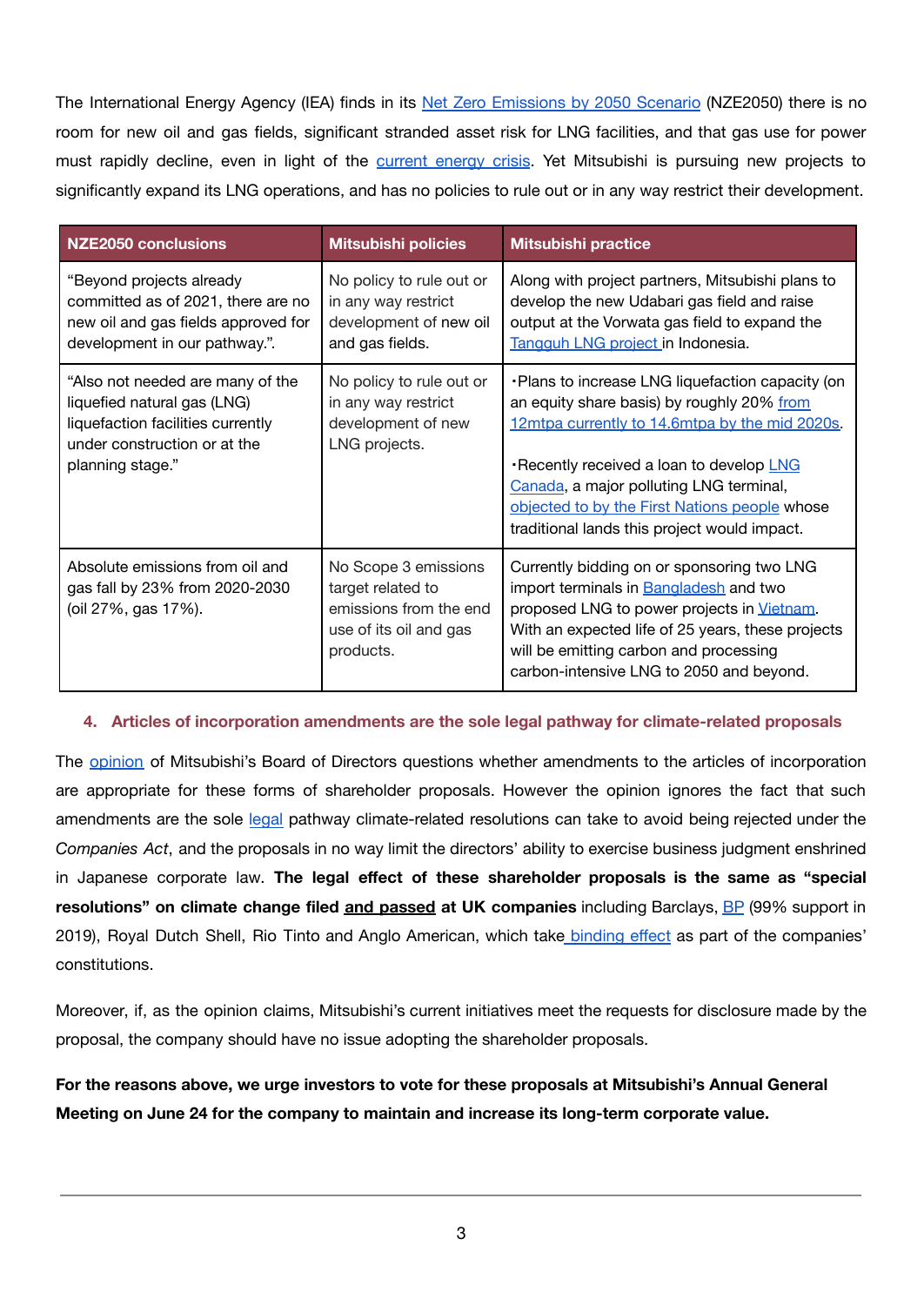The International Energy Agency (IEA) finds in its Net Zero Emissions by 2050 Scenario (NZE2050) there is no room for new oil and gas fields, significant stranded asset risk for LNG facilities, and that gas use for power must rapidly decline, even in light of the current energy crisis. Yet Mitsubishi is pursuing new projects to significantly expand its LNG operations, and has no policies to rule out or in any way restrict their development.

| NZE2050 conclusions | Mitsubishi policies | Mitsubishi practice |
|---|---|---|
| "Beyond projects already committed as of 2021, there are no new oil and gas fields approved for development in our pathway.". | No policy to rule out or in any way restrict development of new oil and gas fields. | Along with project partners, Mitsubishi plans to develop the new Udabari gas field and raise output at the Vorwata gas field to expand the Tangguh LNG project in Indonesia. |
| "Also not needed are many of the liquefied natural gas (LNG) liquefaction facilities currently under construction or at the planning stage." | No policy to rule out or in any way restrict development of new LNG projects. | ・Plans to increase LNG liquefaction capacity (on an equity share basis) by roughly 20% from 12mtpa currently to 14.6mtpa by the mid 2020s.<br><br>・Recently received a loan to develop LNG Canada, a major polluting LNG terminal, objected to by the First Nations people whose traditional lands this project would impact. |
| Absolute emissions from oil and gas fall by 23% from 2020-2030 (oil 27%, gas 17%). | No Scope 3 emissions target related to emissions from the end use of its oil and gas products. | Currently bidding on or sponsoring two LNG import terminals in Bangladesh and two proposed LNG to power projects in Vietnam. With an expected life of 25 years, these projects will be emitting carbon and processing carbon-intensive LNG to 2050 and beyond. |

### 4. Articles of incorporation amendments are the sole legal pathway for climate-related proposals

The opinion of Mitsubishi's Board of Directors questions whether amendments to the articles of incorporation are appropriate for these forms of shareholder proposals. However the opinion ignores the fact that such amendments are the sole legal pathway climate-related resolutions can take to avoid being rejected under the *Companies Act*, and the proposals in no way limit the directors' ability to exercise business judgment enshrined in Japanese corporate law. **The legal effect of these shareholder proposals is the same as "special resolutions" on climate change filed and passed at UK companies** including Barclays, BP (99% support in 2019), Royal Dutch Shell, Rio Tinto and Anglo American, which take binding effect as part of the companies' constitutions.

Moreover, if, as the opinion claims, Mitsubishi's current initiatives meet the requests for disclosure made by the proposal, the company should have no issue adopting the shareholder proposals.

**For the reasons above, we urge investors to vote for these proposals at Mitsubishi's Annual General Meeting on June 24 for the company to maintain and increase its long-term corporate value.**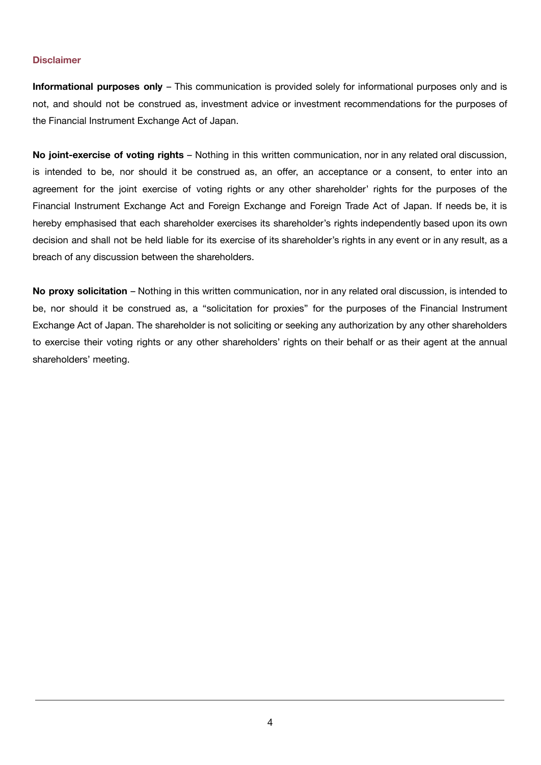## Disclaimer

**Informational purposes only** – This communication is provided solely for informational purposes only and is not, and should not be construed as, investment advice or investment recommendations for the purposes of the Financial Instrument Exchange Act of Japan.

**No joint-exercise of voting rights** – Nothing in this written communication, nor in any related oral discussion, is intended to be, nor should it be construed as, an offer, an acceptance or a consent, to enter into an agreement for the joint exercise of voting rights or any other shareholder' rights for the purposes of the Financial Instrument Exchange Act and Foreign Exchange and Foreign Trade Act of Japan. If needs be, it is hereby emphasised that each shareholder exercises its shareholder's rights independently based upon its own decision and shall not be held liable for its exercise of its shareholder's rights in any event or in any result, as a breach of any discussion between the shareholders.

**No proxy solicitation** – Nothing in this written communication, nor in any related oral discussion, is intended to be, nor should it be construed as, a "solicitation for proxies" for the purposes of the Financial Instrument Exchange Act of Japan. The shareholder is not soliciting or seeking any authorization by any other shareholders to exercise their voting rights or any other shareholders' rights on their behalf or as their agent at the annual shareholders' meeting.